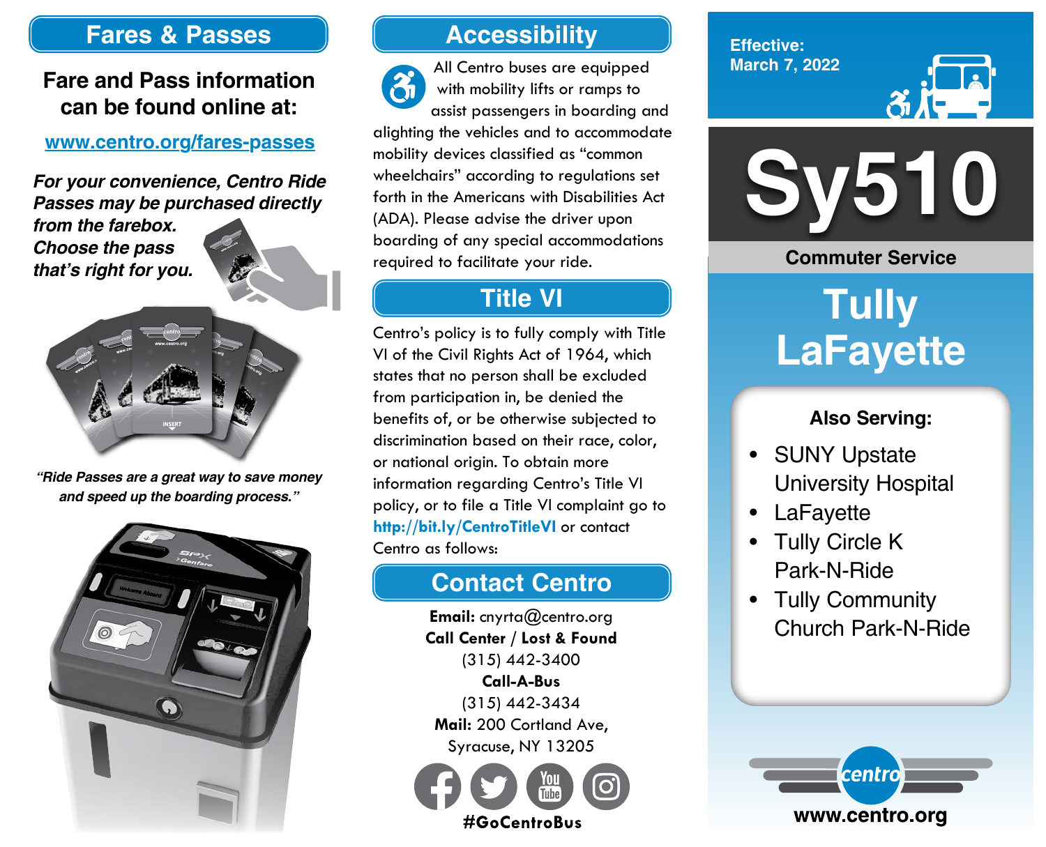## Fares & Passes

**Fare and Pass information can be found online at:**

www.centro.org/fares-passes

***For your convenience, Centro Ride Passes may be purchased directly from the farebox. Choose the pass that's right for you.***

*"Ride Passes are a great way to save money and speed up the boarding process."*

## Accessibility

All Centro buses are equipped with mobility lifts or ramps to assist passengers in boarding and alighting the vehicles and to accommodate mobility devices classified as "common wheelchairs" according to regulations set forth in the Americans with Disabilities Act (ADA). Please advise the driver upon boarding of any special accommodations required to facilitate your ride.

## Title VI

Centro's policy is to fully comply with Title VI of the Civil Rights Act of 1964, which states that no person shall be excluded from participation in, be denied the benefits of, or be otherwise subjected to discrimination based on their race, color, or national origin. To obtain more information regarding Centro's Title VI policy, or to file a Title VI complaint go to **http://bit.ly/CentroTitleVI** or contact Centro as follows:

## Contact Centro

**Email:** cnyrta@centro.org
**Call Center / Lost & Found**
(315) 442-3400
**Call-A-Bus**
(315) 442-3434
**Mail:** 200 Cortland Ave, Syracuse, NY 13205

**#GoCentroBus**

**Effective: March 7, 2022**

# Sy510

**Commuter Service**

# Tully LaFayette

**Also Serving:**

- SUNY Upstate University Hospital
- LaFayette
- Tully Circle K Park-N-Ride
- Tully Community Church Park-N-Ride

centro

**www.centro.org**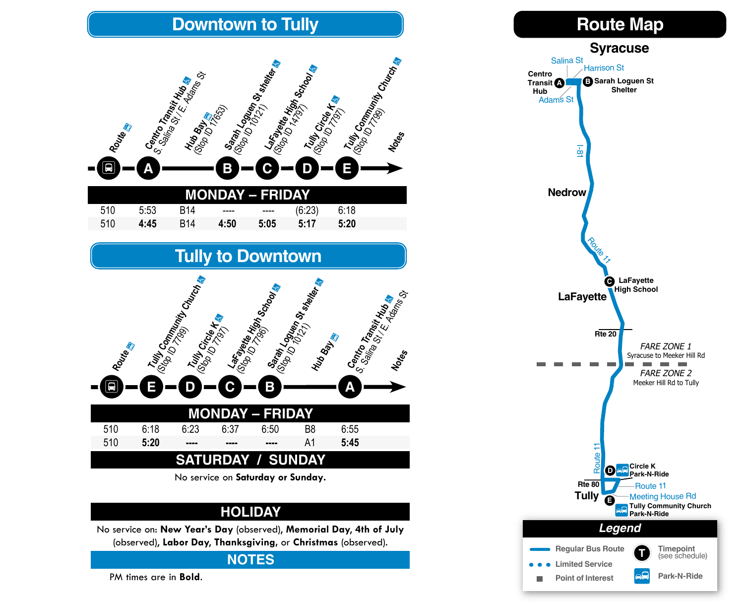## Downtown to Tully

### MONDAY – FRIDAY

| Route | A: Centro Transit Hub S. Salina St / E. Adams St | Hub Bay (Stop ID 17653) | B: Sarah Loguen St shelter (Stop ID 10121) | C: LaFayette High School (Stop ID 14797) | D: Tully Circle K (Stop ID 7797) | E: Tully Community Church (Stop ID 7799) | Notes |
|---|---|---|---|---|---|---|---|
| 510 | 5:53 | B14 | ---- | ---- | (6:23) | 6:18 | |
| 510 | **4:45** | B14 | **4:50** | **5:05** | **5:17** | **5:20** | |

## Tully to Downtown

### MONDAY – FRIDAY

| Route | E: Tully Community Church (Stop ID 7799) | D: Tully Circle K (Stop ID 7797) | C: LaFayette High School (Stop ID 7796) | B: Sarah Loguen St shelter (Stop ID 10121) | Hub Bay | A: Centro Transit Hub S. Salina St / E. Adams St | Notes |
|---|---|---|---|---|---|---|---|
| 510 | 6:18 | 6:23 | 6:37 | 6:50 | B8 | 6:55 | |
| 510 | **5:20** | **----** | **----** | **----** | A1 | **5:45** | |

### SATURDAY / SUNDAY

No service on **Saturday or Sunday.**

### HOLIDAY

No service on: **New Year's Day** (observed), **Memorial Day, 4th of July** (observed), **Labor Day, Thanksgiving,** or **Christmas** (observed).

### NOTES

PM times are in **Bold.**

## Route Map

Syracuse

Salina St
Harrison St
Centro Transit Hub (A)
Adams St
(B) Sarah Loguen St Shelter
I-81
Nedrow
Route 11
(C) LaFayette High School
LaFayette
Rte 20
FARE ZONE 1 — Syracuse to Meeker Hill Rd
FARE ZONE 2 — Meeker Hill Rd to Tully
Route 11
(D) Circle K Park-N-Ride
Rte 80
Route 11
Tully
Meeting House Rd
(E) Tully Community Church Park-N-Ride

### Legend

- Regular Bus Route
- Limited Service
- Point of Interest
- Timepoint (see schedule)
- Park-N-Ride